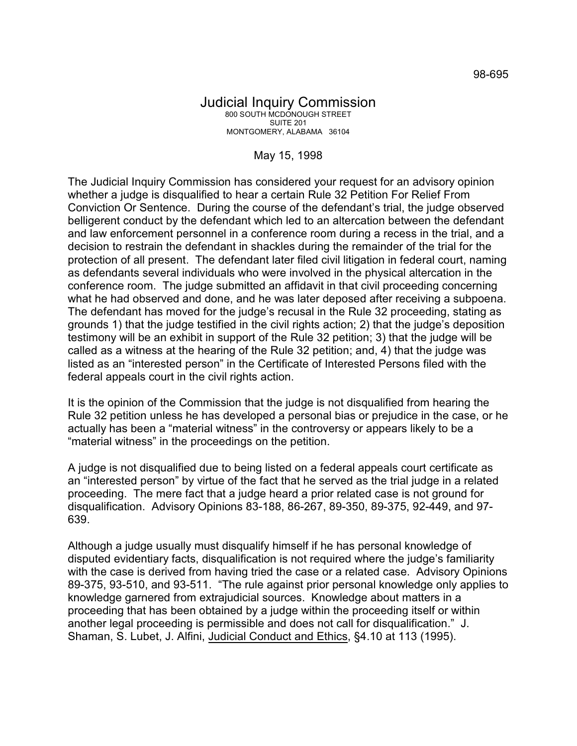98-695

# Judicial Inquiry Commission

800 SOUTH MCDONOUGH STREET
SUITE 201
MONTGOMERY, ALABAMA 36104

May 15, 1998

The Judicial Inquiry Commission has considered your request for an advisory opinion whether a judge is disqualified to hear a certain Rule 32 Petition For Relief From Conviction Or Sentence. During the course of the defendant's trial, the judge observed belligerent conduct by the defendant which led to an altercation between the defendant and law enforcement personnel in a conference room during a recess in the trial, and a decision to restrain the defendant in shackles during the remainder of the trial for the protection of all present. The defendant later filed civil litigation in federal court, naming as defendants several individuals who were involved in the physical altercation in the conference room. The judge submitted an affidavit in that civil proceeding concerning what he had observed and done, and he was later deposed after receiving a subpoena. The defendant has moved for the judge's recusal in the Rule 32 proceeding, stating as grounds 1) that the judge testified in the civil rights action; 2) that the judge's deposition testimony will be an exhibit in support of the Rule 32 petition; 3) that the judge will be called as a witness at the hearing of the Rule 32 petition; and, 4) that the judge was listed as an "interested person" in the Certificate of Interested Persons filed with the federal appeals court in the civil rights action.

It is the opinion of the Commission that the judge is not disqualified from hearing the Rule 32 petition unless he has developed a personal bias or prejudice in the case, or he actually has been a "material witness" in the controversy or appears likely to be a "material witness" in the proceedings on the petition.

A judge is not disqualified due to being listed on a federal appeals court certificate as an "interested person" by virtue of the fact that he served as the trial judge in a related proceeding. The mere fact that a judge heard a prior related case is not ground for disqualification. Advisory Opinions 83-188, 86-267, 89-350, 89-375, 92-449, and 97-639.

Although a judge usually must disqualify himself if he has personal knowledge of disputed evidentiary facts, disqualification is not required where the judge's familiarity with the case is derived from having tried the case or a related case. Advisory Opinions 89-375, 93-510, and 93-511. "The rule against prior personal knowledge only applies to knowledge garnered from extrajudicial sources. Knowledge about matters in a proceeding that has been obtained by a judge within the proceeding itself or within another legal proceeding is permissible and does not call for disqualification." J. Shaman, S. Lubet, J. Alfini, Judicial Conduct and Ethics, §4.10 at 113 (1995).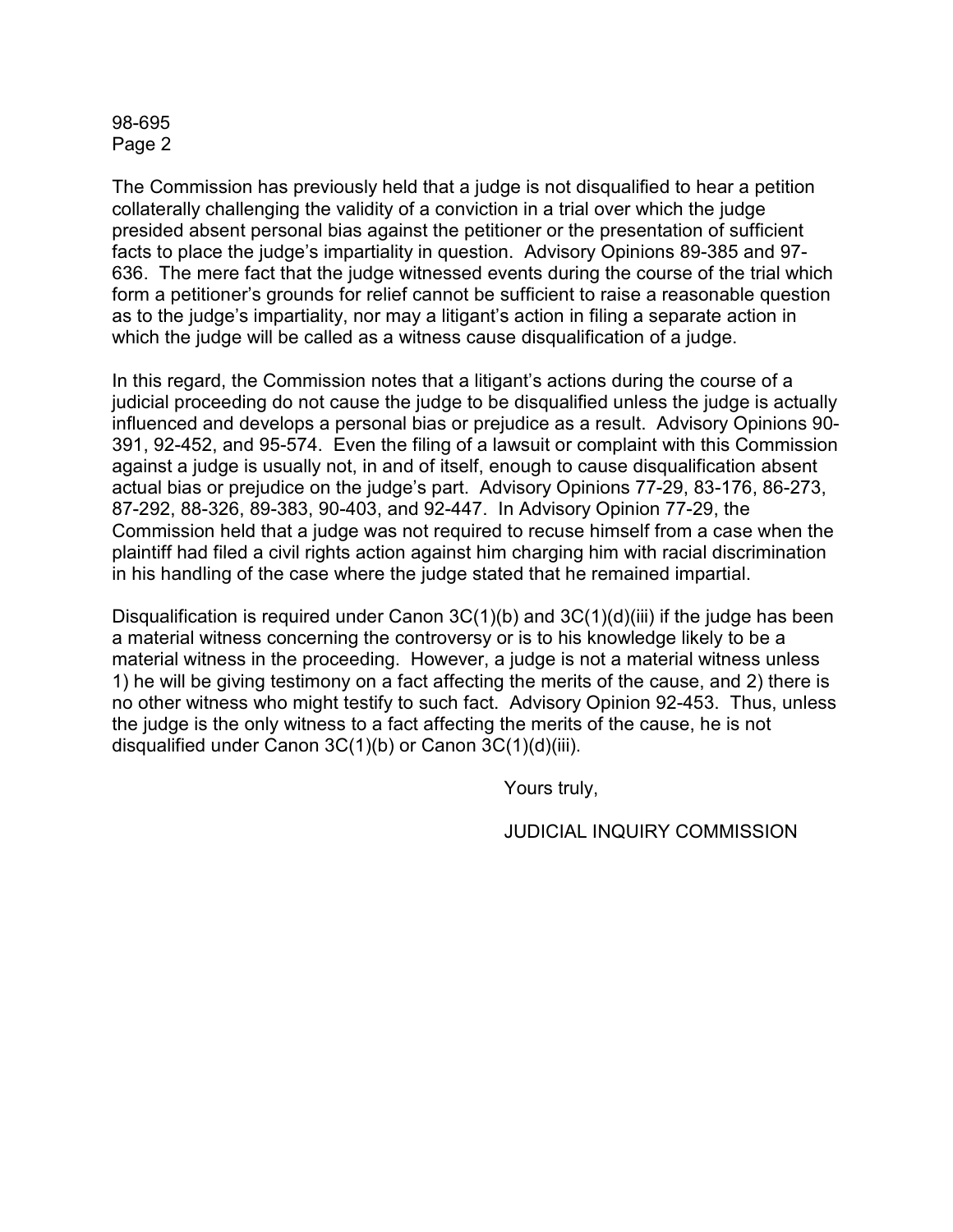The Commission has previously held that a judge is not disqualified to hear a petition collaterally challenging the validity of a conviction in a trial over which the judge presided absent personal bias against the petitioner or the presentation of sufficient facts to place the judge's impartiality in question. Advisory Opinions 89-385 and 97-636. The mere fact that the judge witnessed events during the course of the trial which form a petitioner's grounds for relief cannot be sufficient to raise a reasonable question as to the judge's impartiality, nor may a litigant's action in filing a separate action in which the judge will be called as a witness cause disqualification of a judge.

In this regard, the Commission notes that a litigant's actions during the course of a judicial proceeding do not cause the judge to be disqualified unless the judge is actually influenced and develops a personal bias or prejudice as a result. Advisory Opinions 90-391, 92-452, and 95-574. Even the filing of a lawsuit or complaint with this Commission against a judge is usually not, in and of itself, enough to cause disqualification absent actual bias or prejudice on the judge's part. Advisory Opinions 77-29, 83-176, 86-273, 87-292, 88-326, 89-383, 90-403, and 92-447. In Advisory Opinion 77-29, the Commission held that a judge was not required to recuse himself from a case when the plaintiff had filed a civil rights action against him charging him with racial discrimination in his handling of the case where the judge stated that he remained impartial.

Disqualification is required under Canon 3C(1)(b) and 3C(1)(d)(iii) if the judge has been a material witness concerning the controversy or is to his knowledge likely to be a material witness in the proceeding. However, a judge is not a material witness unless 1) he will be giving testimony on a fact affecting the merits of the cause, and 2) there is no other witness who might testify to such fact. Advisory Opinion 92-453. Thus, unless the judge is the only witness to a fact affecting the merits of the cause, he is not disqualified under Canon 3C(1)(b) or Canon 3C(1)(d)(iii).

Yours truly,

JUDICIAL INQUIRY COMMISSION